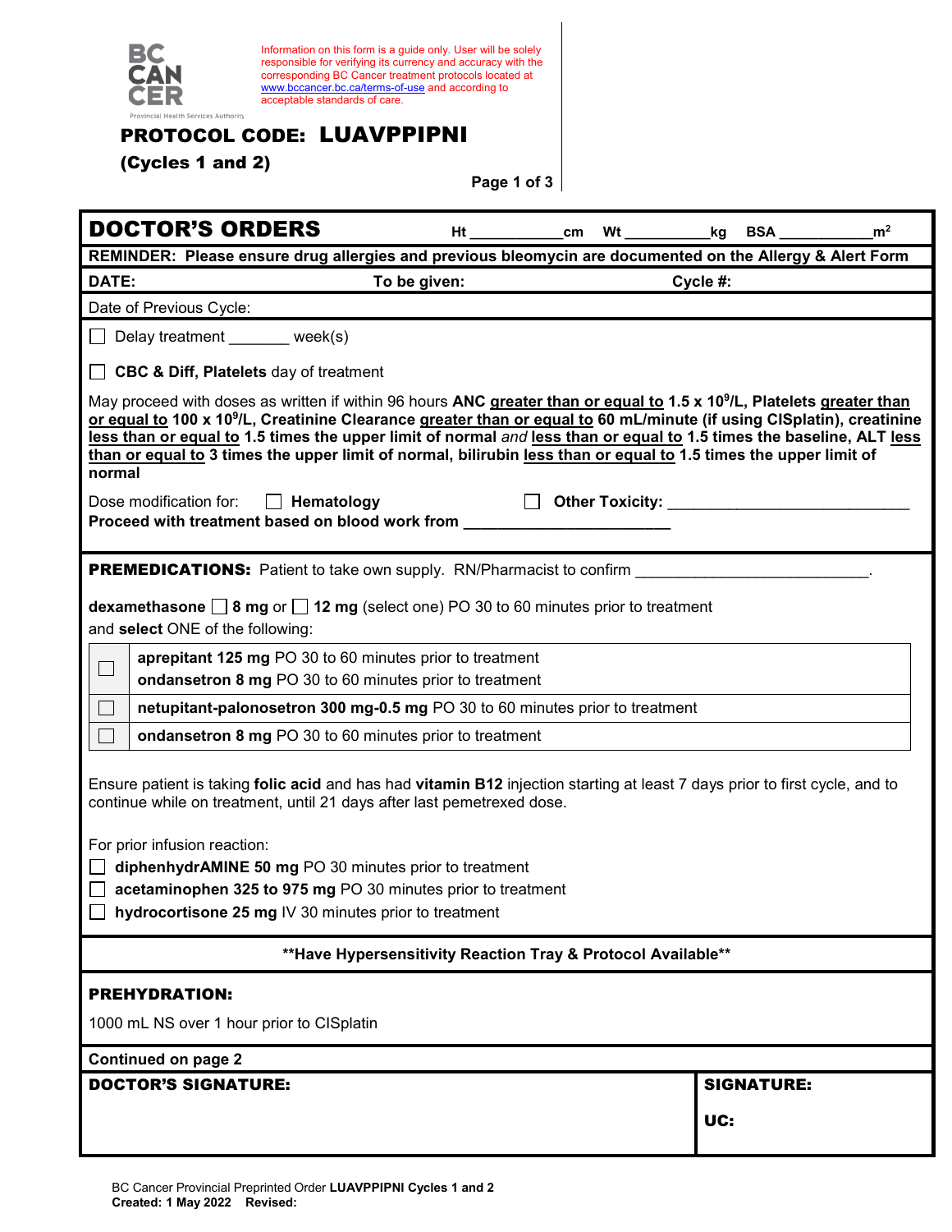BC CANCER
Provincial Health Services Authority

Information on this form is a guide only. User will be solely responsible for verifying its currency and accuracy with the corresponding BC Cancer treatment protocols located at www.bccancer.bc.ca/terms-of-use and according to acceptable standards of care.

# PROTOCOL CODE: LUAVPPIPNI

**(Cycles 1 and 2)**

## DOCTOR'S ORDERS

Ht ___________cm Wt __________kg BSA ___________$m^2$

**REMINDER: Please ensure drug allergies and previous bleomycin are documented on the Allergy & Alert Form**

**DATE:** **To be given:** **Cycle #:**

Date of Previous Cycle:

☐ Delay treatment _______ week(s)

☐ **CBC & Diff, Platelets** day of treatment

May proceed with doses as written if within 96 hours **ANC greater than or equal to 1.5 x $10^9$/L, Platelets greater than or equal to 100 x $10^9$/L, Creatinine Clearance greater than or equal to 60 mL/minute (if using CISplatin), creatinine less than or equal to 1.5 times the upper limit of normal** *and* **less than or equal to 1.5 times the baseline, ALT less than or equal to 3 times the upper limit of normal, bilirubin less than or equal to 1.5 times the upper limit of normal**

Dose modification for: ☐ **Hematology** ☐ **Other Toxicity:** ____________________________

**Proceed with treatment based on blood work from** ________________________

**PREMEDICATIONS:** Patient to take own supply. RN/Pharmacist to confirm ___________________________.

**dexamethasone** ☐ **8 mg** or ☐ **12 mg** (select one) PO 30 to 60 minutes prior to treatment
and **select** ONE of the following:

| | |
|---|---|
| ☐ | **aprepitant 125 mg** PO 30 to 60 minutes prior to treatment<br>**ondansetron 8 mg** PO 30 to 60 minutes prior to treatment |
| ☐ | **netupitant-palonosetron 300 mg-0.5 mg** PO 30 to 60 minutes prior to treatment |
| ☐ | **ondansetron 8 mg** PO 30 to 60 minutes prior to treatment |

Ensure patient is taking **folic acid** and has had **vitamin B12** injection starting at least 7 days prior to first cycle, and to continue while on treatment, until 21 days after last pemetrexed dose.

For prior infusion reaction:

☐ **diphenhydrAMINE 50 mg** PO 30 minutes prior to treatment
☐ **acetaminophen 325 to 975 mg** PO 30 minutes prior to treatment
☐ **hydrocortisone 25 mg** IV 30 minutes prior to treatment

**\*\*Have Hypersensitivity Reaction Tray & Protocol Available\*\***

**PREHYDRATION:**

1000 mL NS over 1 hour prior to CISplatin

**Continued on page 2**

| **DOCTOR'S SIGNATURE:** | **SIGNATURE:**<br><br>**UC:** |
|---|---|

BC Cancer Provincial Preprinted Order **LUAVPPIPNI Cycles 1 and 2**
**Created: 1 May 2022 Revised:**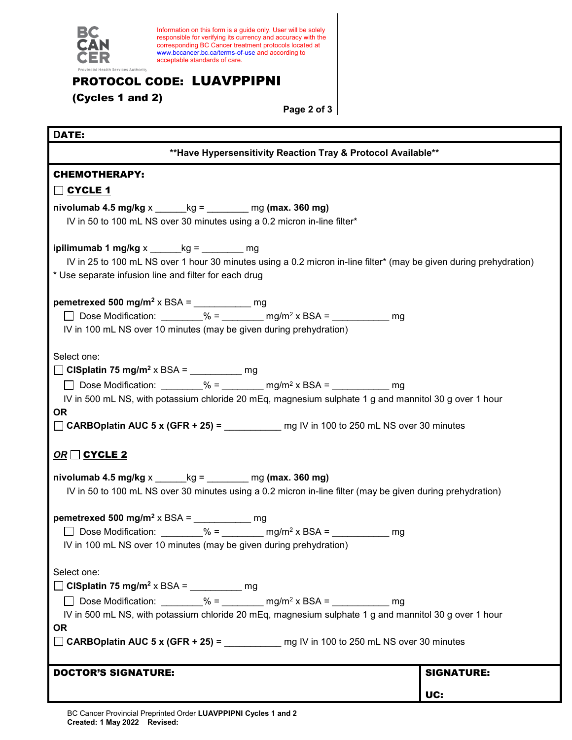Information on this form is a guide only. User will be solely responsible for verifying its currency and accuracy with the corresponding BC Cancer treatment protocols located at www.bccancer.bc.ca/terms-of-use and according to acceptable standards of care.

# PROTOCOL CODE: LUAVPPIPNI

**(Cycles 1 and 2)**

**DATE:**

**\*\*Have Hypersensitivity Reaction Tray & Protocol Available\*\***

**CHEMOTHERAPY:**

☐ **CYCLE 1**

**nivolumab 4.5 mg/kg** x ______kg = ________ mg **(max. 360 mg)**
IV in 50 to 100 mL NS over 30 minutes using a 0.2 micron in-line filter*

**ipilimumab 1 mg/kg** x ______kg = ________ mg
IV in 25 to 100 mL NS over 1 hour 30 minutes using a 0.2 micron in-line filter* (may be given during prehydration)
\* Use separate infusion line and filter for each drug

**pemetrexed 500 mg/m²** x BSA = ___________ mg
☐ Dose Modification: ________% = ________ mg/m² x BSA = ___________ mg
IV in 100 mL NS over 10 minutes (may be given during prehydration)

Select one:
☐ **CISplatin 75 mg/m²** x BSA = __________ mg
☐ Dose Modification: ________% = ________ mg/m² x BSA = ___________ mg
IV in 500 mL NS, with potassium chloride 20 mEq, magnesium sulphate 1 g and mannitol 30 g over 1 hour
**OR**
☐ **CARBOplatin AUC 5 x (GFR + 25)** = ___________ mg IV in 100 to 250 mL NS over 30 minutes

***OR*** ☐ **CYCLE 2**

**nivolumab 4.5 mg/kg** x ______kg = ________ mg **(max. 360 mg)**
IV in 50 to 100 mL NS over 30 minutes using a 0.2 micron in-line filter (may be given during prehydration)

**pemetrexed 500 mg/m²** x BSA = ___________ mg
☐ Dose Modification: ________% = ________ mg/m² x BSA = ___________ mg
IV in 100 mL NS over 10 minutes (may be given during prehydration)

Select one:
☐ **CISplatin 75 mg/m²** x BSA = __________ mg
☐ Dose Modification: ________% = ________ mg/m² x BSA = ___________ mg
IV in 500 mL NS, with potassium chloride 20 mEq, magnesium sulphate 1 g and mannitol 30 g over 1 hour
**OR**
☐ **CARBOplatin AUC 5 x (GFR + 25)** = ___________ mg IV in 100 to 250 mL NS over 30 minutes

| **DOCTOR'S SIGNATURE:** | **SIGNATURE:** |
| --- | --- |
| | **UC:** |

BC Cancer Provincial Preprinted Order **LUAVPPIPNI Cycles 1 and 2**
**Created: 1 May 2022 Revised:**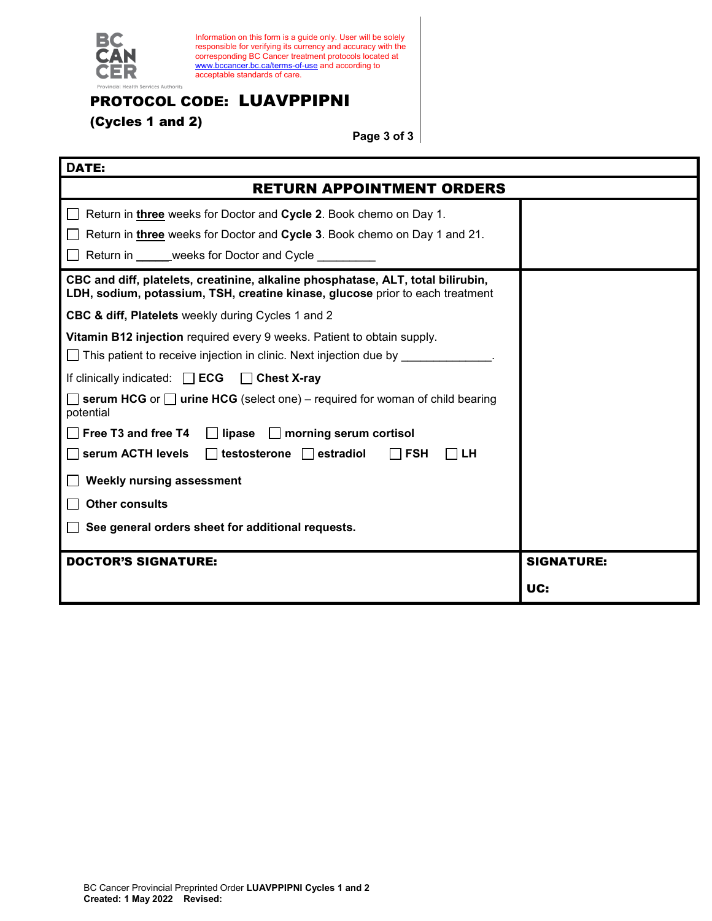BC CANCER
Provincial Health Services Authority

Information on this form is a guide only. User will be solely responsible for verifying its currency and accuracy with the corresponding BC Cancer treatment protocols located at www.bccancer.bc.ca/terms-of-use and according to acceptable standards of care.

**PROTOCOL CODE: LUAVPPIPNI**

**(Cycles 1 and 2)**

| **DATE:** | |
|---|---|
| **RETURN APPOINTMENT ORDERS** | |
| ☐ Return in **three** weeks for Doctor and **Cycle 2**. Book chemo on Day 1.<br>☐ Return in **three** weeks for Doctor and **Cycle 3**. Book chemo on Day 1 and 21.<br>☐ Return in _____weeks for Doctor and Cycle _________ | |
| **CBC and diff, platelets, creatinine, alkaline phosphatase, ALT, total bilirubin, LDH, sodium, potassium, TSH, creatine kinase, glucose** prior to each treatment<br>**CBC & diff, Platelets** weekly during Cycles 1 and 2<br>**Vitamin B12 injection** required every 9 weeks. Patient to obtain supply.<br>☐ This patient to receive injection in clinic. Next injection due by _____________.<br>If clinically indicated: ☐ **ECG** ☐ **Chest X-ray**<br>☐ **serum HCG** or ☐ **urine HCG** (select one) – required for woman of child bearing potential<br>☐ **Free T3 and free T4** ☐ **lipase** ☐ **morning serum cortisol**<br>☐ **serum ACTH levels** ☐ **testosterone** ☐ **estradiol** ☐ **FSH** ☐ **LH**<br>☐ **Weekly nursing assessment**<br>☐ **Other consults**<br>☐ **See general orders sheet for additional requests.** | |
| **DOCTOR'S SIGNATURE:** | **SIGNATURE:**<br><br>**UC:** |

BC Cancer Provincial Preprinted Order **LUAVPPIPNI Cycles 1 and 2**
**Created: 1 May 2022 Revised:**